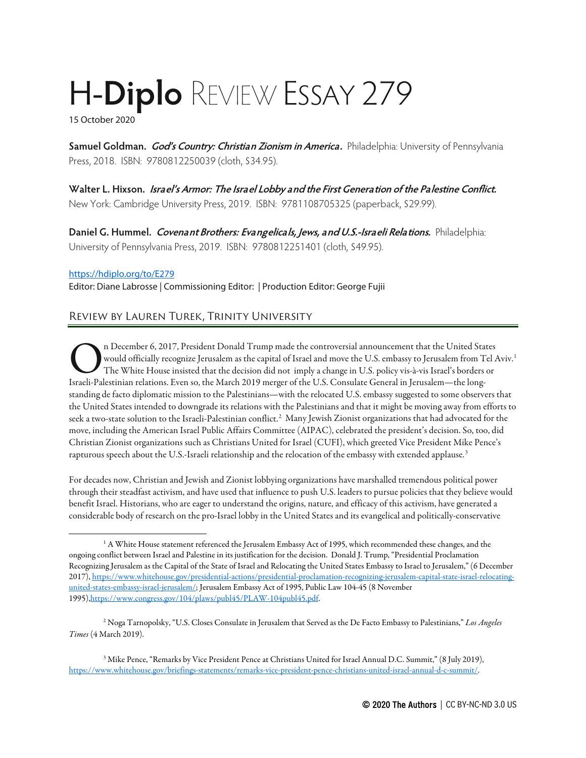# H-Diplo REVIEW ESSAY 279

15 October 2020

**Samuel Goldman.** ***God's Country: Christian Zionism in America.*** Philadelphia: University of Pennsylvania Press, 2018. ISBN: 9780812250039 (cloth, $34.95).

**Walter L. Hixson.** ***Israel's Armor: The Israel Lobby and the First Generation of the Palestine Conflict.*** New York: Cambridge University Press, 2019. ISBN: 9781108705325 (paperback, $29.99).

**Daniel G. Hummel.** ***Covenant Brothers: Evangelicals, Jews, and U.S.-Israeli Relations.*** Philadelphia: University of Pennsylvania Press, 2019. ISBN: 9780812251401 (cloth, $49.95).

https://hdiplo.org/to/E279

Editor: Diane Labrosse | Commissioning Editor: | Production Editor: George Fujii

## Review by Lauren Turek, Trinity University

On December 6, 2017, President Donald Trump made the controversial announcement that the United States would officially recognize Jerusalem as the capital of Israel and move the U.S. embassy to Jerusalem from Tel Aviv.[1] The White House insisted that the decision did not imply a change in U.S. policy vis-à-vis Israel's borders or Israeli-Palestinian relations. Even so, the March 2019 merger of the U.S. Consulate General in Jerusalem—the long-standing de facto diplomatic mission to the Palestinians—with the relocated U.S. embassy suggested to some observers that the United States intended to downgrade its relations with the Palestinians and that it might be moving away from efforts to seek a two-state solution to the Israeli-Palestinian conflict.[2] Many Jewish Zionist organizations that had advocated for the move, including the American Israel Public Affairs Committee (AIPAC), celebrated the president's decision. So, too, did Christian Zionist organizations such as Christians United for Israel (CUFI), which greeted Vice President Mike Pence's rapturous speech about the U.S.-Israeli relationship and the relocation of the embassy with extended applause.[3]

For decades now, Christian and Jewish and Zionist lobbying organizations have marshalled tremendous political power through their steadfast activism, and have used that influence to push U.S. leaders to pursue policies that they believe would benefit Israel. Historians, who are eager to understand the origins, nature, and efficacy of this activism, have generated a considerable body of research on the pro-Israel lobby in the United States and its evangelical and politically-conservative

---

[1] A White House statement referenced the Jerusalem Embassy Act of 1995, which recommended these changes, and the ongoing conflict between Israel and Palestine in its justification for the decision. Donald J. Trump, "Presidential Proclamation Recognizing Jerusalem as the Capital of the State of Israel and Relocating the United States Embassy to Israel to Jerusalem," (6 December 2017), https://www.whitehouse.gov/presidential-actions/presidential-proclamation-recognizing-jerusalem-capital-state-israel-relocating-united-states-embassy-israel-jerusalem/; Jerusalem Embassy Act of 1995, Public Law 104-45 (8 November 1995),https://www.congress.gov/104/plaws/publ45/PLAW-104publ45.pdf.

[2] Noga Tarnopolsky, "U.S. Closes Consulate in Jerusalem that Served as the De Facto Embassy to Palestinians," *Los Angeles Times* (4 March 2019).

[3] Mike Pence, "Remarks by Vice President Pence at Christians United for Israel Annual D.C. Summit," (8 July 2019), https://www.whitehouse.gov/briefings-statements/remarks-vice-president-pence-christians-united-israel-annual-d-c-summit/.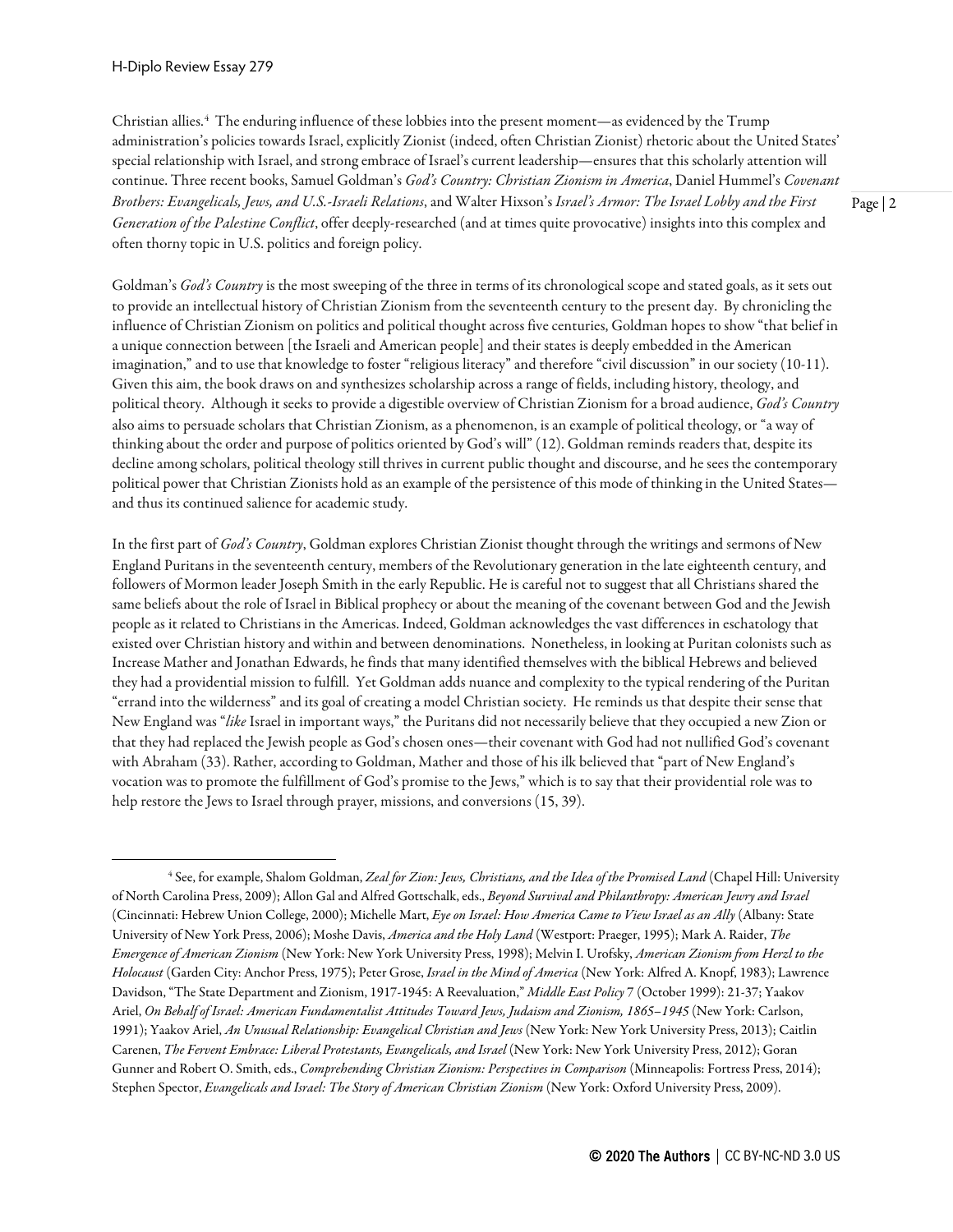Christian allies.[4] The enduring influence of these lobbies into the present moment—as evidenced by the Trump administration's policies towards Israel, explicitly Zionist (indeed, often Christian Zionist) rhetoric about the United States' special relationship with Israel, and strong embrace of Israel's current leadership—ensures that this scholarly attention will continue. Three recent books, Samuel Goldman's *God's Country: Christian Zionism in America*, Daniel Hummel's *Covenant Brothers: Evangelicals, Jews, and U.S.-Israeli Relations*, and Walter Hixson's *Israel's Armor: The Israel Lobby and the First Generation of the Palestine Conflict*, offer deeply-researched (and at times quite provocative) insights into this complex and often thorny topic in U.S. politics and foreign policy.

Goldman's *God's Country* is the most sweeping of the three in terms of its chronological scope and stated goals, as it sets out to provide an intellectual history of Christian Zionism from the seventeenth century to the present day. By chronicling the influence of Christian Zionism on politics and political thought across five centuries, Goldman hopes to show "that belief in a unique connection between [the Israeli and American people] and their states is deeply embedded in the American imagination," and to use that knowledge to foster "religious literacy" and therefore "civil discussion" in our society (10-11). Given this aim, the book draws on and synthesizes scholarship across a range of fields, including history, theology, and political theory. Although it seeks to provide a digestible overview of Christian Zionism for a broad audience, *God's Country* also aims to persuade scholars that Christian Zionism, as a phenomenon, is an example of political theology, or "a way of thinking about the order and purpose of politics oriented by God's will" (12). Goldman reminds readers that, despite its decline among scholars, political theology still thrives in current public thought and discourse, and he sees the contemporary political power that Christian Zionists hold as an example of the persistence of this mode of thinking in the United States—and thus its continued salience for academic study.

In the first part of *God's Country*, Goldman explores Christian Zionist thought through the writings and sermons of New England Puritans in the seventeenth century, members of the Revolutionary generation in the late eighteenth century, and followers of Mormon leader Joseph Smith in the early Republic. He is careful not to suggest that all Christians shared the same beliefs about the role of Israel in Biblical prophecy or about the meaning of the covenant between God and the Jewish people as it related to Christians in the Americas. Indeed, Goldman acknowledges the vast differences in eschatology that existed over Christian history and within and between denominations. Nonetheless, in looking at Puritan colonists such as Increase Mather and Jonathan Edwards, he finds that many identified themselves with the biblical Hebrews and believed they had a providential mission to fulfill. Yet Goldman adds nuance and complexity to the typical rendering of the Puritan "errand into the wilderness" and its goal of creating a model Christian society. He reminds us that despite their sense that New England was "*like* Israel in important ways," the Puritans did not necessarily believe that they occupied a new Zion or that they had replaced the Jewish people as God's chosen ones—their covenant with God had not nullified God's covenant with Abraham (33). Rather, according to Goldman, Mather and those of his ilk believed that "part of New England's vocation was to promote the fulfillment of God's promise to the Jews," which is to say that their providential role was to help restore the Jews to Israel through prayer, missions, and conversions (15, 39).

[4] See, for example, Shalom Goldman, *Zeal for Zion: Jews, Christians, and the Idea of the Promised Land* (Chapel Hill: University of North Carolina Press, 2009); Allon Gal and Alfred Gottschalk, eds., *Beyond Survival and Philanthropy: American Jewry and Israel* (Cincinnati: Hebrew Union College, 2000); Michelle Mart, *Eye on Israel: How America Came to View Israel as an Ally* (Albany: State University of New York Press, 2006); Moshe Davis, *America and the Holy Land* (Westport: Praeger, 1995); Mark A. Raider, *The Emergence of American Zionism* (New York: New York University Press, 1998); Melvin I. Urofsky, *American Zionism from Herzl to the Holocaust* (Garden City: Anchor Press, 1975); Peter Grose, *Israel in the Mind of America* (New York: Alfred A. Knopf, 1983); Lawrence Davidson, "The State Department and Zionism, 1917-1945: A Reevaluation," *Middle East Policy* 7 (October 1999): 21-37; Yaakov Ariel, *On Behalf of Israel: American Fundamentalist Attitudes Toward Jews, Judaism and Zionism, 1865–1945* (New York: Carlson, 1991); Yaakov Ariel, *An Unusual Relationship: Evangelical Christian and Jews* (New York: New York University Press, 2013); Caitlin Carenen, *The Fervent Embrace: Liberal Protestants, Evangelicals, and Israel* (New York: New York University Press, 2012); Goran Gunner and Robert O. Smith, eds., *Comprehending Christian Zionism: Perspectives in Comparison* (Minneapolis: Fortress Press, 2014); Stephen Spector, *Evangelicals and Israel: The Story of American Christian Zionism* (New York: Oxford University Press, 2009).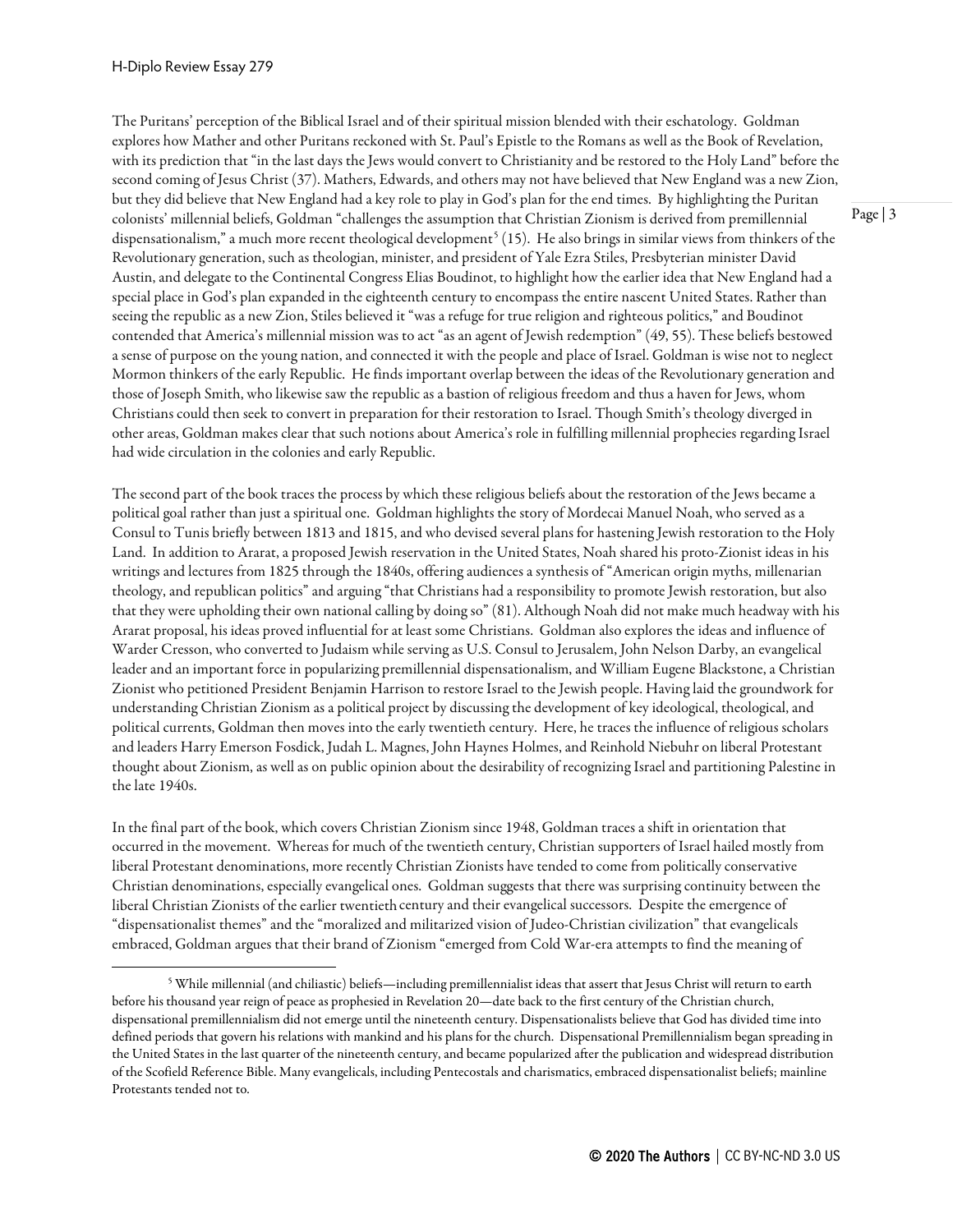The Puritans' perception of the Biblical Israel and of their spiritual mission blended with their eschatology. Goldman explores how Mather and other Puritans reckoned with St. Paul's Epistle to the Romans as well as the Book of Revelation, with its prediction that "in the last days the Jews would convert to Christianity and be restored to the Holy Land" before the second coming of Jesus Christ (37). Mathers, Edwards, and others may not have believed that New England was a new Zion, but they did believe that New England had a key role to play in God's plan for the end times. By highlighting the Puritan colonists' millennial beliefs, Goldman "challenges the assumption that Christian Zionism is derived from premillennial dispensationalism," a much more recent theological development[5] (15). He also brings in similar views from thinkers of the Revolutionary generation, such as theologian, minister, and president of Yale Ezra Stiles, Presbyterian minister David Austin, and delegate to the Continental Congress Elias Boudinot, to highlight how the earlier idea that New England had a special place in God's plan expanded in the eighteenth century to encompass the entire nascent United States. Rather than seeing the republic as a new Zion, Stiles believed it "was a refuge for true religion and righteous politics," and Boudinot contended that America's millennial mission was to act "as an agent of Jewish redemption" (49, 55). These beliefs bestowed a sense of purpose on the young nation, and connected it with the people and place of Israel. Goldman is wise not to neglect Mormon thinkers of the early Republic. He finds important overlap between the ideas of the Revolutionary generation and those of Joseph Smith, who likewise saw the republic as a bastion of religious freedom and thus a haven for Jews, whom Christians could then seek to convert in preparation for their restoration to Israel. Though Smith's theology diverged in other areas, Goldman makes clear that such notions about America's role in fulfilling millennial prophecies regarding Israel had wide circulation in the colonies and early Republic.

The second part of the book traces the process by which these religious beliefs about the restoration of the Jews became a political goal rather than just a spiritual one. Goldman highlights the story of Mordecai Manuel Noah, who served as a Consul to Tunis briefly between 1813 and 1815, and who devised several plans for hastening Jewish restoration to the Holy Land. In addition to Ararat, a proposed Jewish reservation in the United States, Noah shared his proto-Zionist ideas in his writings and lectures from 1825 through the 1840s, offering audiences a synthesis of "American origin myths, millenarian theology, and republican politics" and arguing "that Christians had a responsibility to promote Jewish restoration, but also that they were upholding their own national calling by doing so" (81). Although Noah did not make much headway with his Ararat proposal, his ideas proved influential for at least some Christians. Goldman also explores the ideas and influence of Warder Cresson, who converted to Judaism while serving as U.S. Consul to Jerusalem, John Nelson Darby, an evangelical leader and an important force in popularizing premillennial dispensationalism, and William Eugene Blackstone, a Christian Zionist who petitioned President Benjamin Harrison to restore Israel to the Jewish people. Having laid the groundwork for understanding Christian Zionism as a political project by discussing the development of key ideological, theological, and political currents, Goldman then moves into the early twentieth century. Here, he traces the influence of religious scholars and leaders Harry Emerson Fosdick, Judah L. Magnes, John Haynes Holmes, and Reinhold Niebuhr on liberal Protestant thought about Zionism, as well as on public opinion about the desirability of recognizing Israel and partitioning Palestine in the late 1940s.

In the final part of the book, which covers Christian Zionism since 1948, Goldman traces a shift in orientation that occurred in the movement. Whereas for much of the twentieth century, Christian supporters of Israel hailed mostly from liberal Protestant denominations, more recently Christian Zionists have tended to come from politically conservative Christian denominations, especially evangelical ones. Goldman suggests that there was surprising continuity between the liberal Christian Zionists of the earlier twentieth century and their evangelical successors. Despite the emergence of "dispensationalist themes" and the "moralized and militarized vision of Judeo-Christian civilization" that evangelicals embraced, Goldman argues that their brand of Zionism "emerged from Cold War-era attempts to find the meaning of

[5] While millennial (and chiliastic) beliefs—including premillennialist ideas that assert that Jesus Christ will return to earth before his thousand year reign of peace as prophesied in Revelation 20—date back to the first century of the Christian church, dispensational premillennialism did not emerge until the nineteenth century. Dispensationalists believe that God has divided time into defined periods that govern his relations with mankind and his plans for the church. Dispensational Premillennialism began spreading in the United States in the last quarter of the nineteenth century, and became popularized after the publication and widespread distribution of the Scofield Reference Bible. Many evangelicals, including Pentecostals and charismatics, embraced dispensationalist beliefs; mainline Protestants tended not to.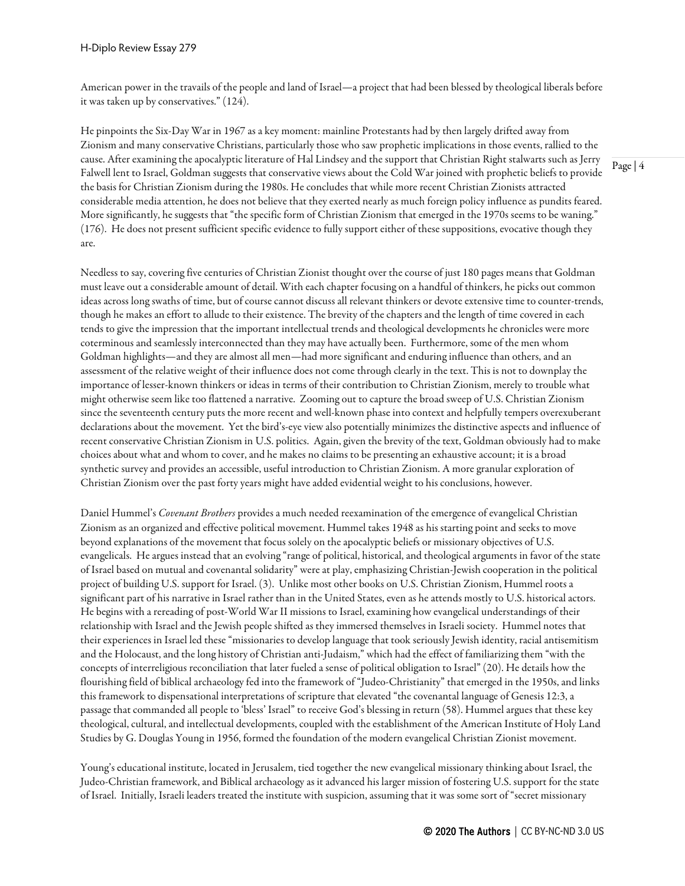American power in the travails of the people and land of Israel—a project that had been blessed by theological liberals before it was taken up by conservatives." (124).

He pinpoints the Six-Day War in 1967 as a key moment: mainline Protestants had by then largely drifted away from Zionism and many conservative Christians, particularly those who saw prophetic implications in those events, rallied to the cause. After examining the apocalyptic literature of Hal Lindsey and the support that Christian Right stalwarts such as Jerry Falwell lent to Israel, Goldman suggests that conservative views about the Cold War joined with prophetic beliefs to provide the basis for Christian Zionism during the 1980s. He concludes that while more recent Christian Zionists attracted considerable media attention, he does not believe that they exerted nearly as much foreign policy influence as pundits feared. More significantly, he suggests that "the specific form of Christian Zionism that emerged in the 1970s seems to be waning." (176). He does not present sufficient specific evidence to fully support either of these suppositions, evocative though they are.

Needless to say, covering five centuries of Christian Zionist thought over the course of just 180 pages means that Goldman must leave out a considerable amount of detail. With each chapter focusing on a handful of thinkers, he picks out common ideas across long swaths of time, but of course cannot discuss all relevant thinkers or devote extensive time to counter-trends, though he makes an effort to allude to their existence. The brevity of the chapters and the length of time covered in each tends to give the impression that the important intellectual trends and theological developments he chronicles were more coterminous and seamlessly interconnected than they may have actually been. Furthermore, some of the men whom Goldman highlights—and they are almost all men—had more significant and enduring influence than others, and an assessment of the relative weight of their influence does not come through clearly in the text. This is not to downplay the importance of lesser-known thinkers or ideas in terms of their contribution to Christian Zionism, merely to trouble what might otherwise seem like too flattened a narrative. Zooming out to capture the broad sweep of U.S. Christian Zionism since the seventeenth century puts the more recent and well-known phase into context and helpfully tempers overexuberant declarations about the movement. Yet the bird's-eye view also potentially minimizes the distinctive aspects and influence of recent conservative Christian Zionism in U.S. politics. Again, given the brevity of the text, Goldman obviously had to make choices about what and whom to cover, and he makes no claims to be presenting an exhaustive account; it is a broad synthetic survey and provides an accessible, useful introduction to Christian Zionism. A more granular exploration of Christian Zionism over the past forty years might have added evidential weight to his conclusions, however.

Daniel Hummel's *Covenant Brothers* provides a much needed reexamination of the emergence of evangelical Christian Zionism as an organized and effective political movement. Hummel takes 1948 as his starting point and seeks to move beyond explanations of the movement that focus solely on the apocalyptic beliefs or missionary objectives of U.S. evangelicals. He argues instead that an evolving "range of political, historical, and theological arguments in favor of the state of Israel based on mutual and covenantal solidarity" were at play, emphasizing Christian-Jewish cooperation in the political project of building U.S. support for Israel. (3). Unlike most other books on U.S. Christian Zionism, Hummel roots a significant part of his narrative in Israel rather than in the United States, even as he attends mostly to U.S. historical actors. He begins with a rereading of post-World War II missions to Israel, examining how evangelical understandings of their relationship with Israel and the Jewish people shifted as they immersed themselves in Israeli society. Hummel notes that their experiences in Israel led these "missionaries to develop language that took seriously Jewish identity, racial antisemitism and the Holocaust, and the long history of Christian anti-Judaism," which had the effect of familiarizing them "with the concepts of interreligious reconciliation that later fueled a sense of political obligation to Israel" (20). He details how the flourishing field of biblical archaeology fed into the framework of "Judeo-Christianity" that emerged in the 1950s, and links this framework to dispensational interpretations of scripture that elevated "the covenantal language of Genesis 12:3, a passage that commanded all people to 'bless' Israel" to receive God's blessing in return (58). Hummel argues that these key theological, cultural, and intellectual developments, coupled with the establishment of the American Institute of Holy Land Studies by G. Douglas Young in 1956, formed the foundation of the modern evangelical Christian Zionist movement.

Young's educational institute, located in Jerusalem, tied together the new evangelical missionary thinking about Israel, the Judeo-Christian framework, and Biblical archaeology as it advanced his larger mission of fostering U.S. support for the state of Israel. Initially, Israeli leaders treated the institute with suspicion, assuming that it was some sort of "secret missionary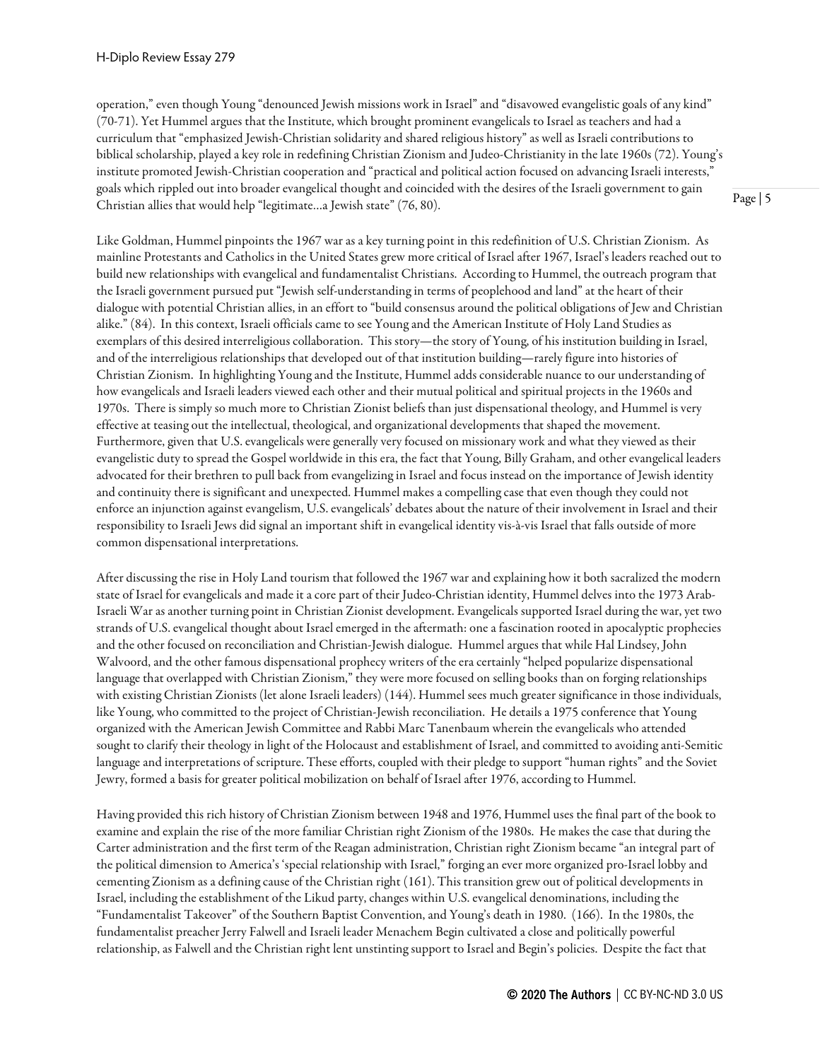operation," even though Young "denounced Jewish missions work in Israel" and "disavowed evangelistic goals of any kind" (70-71). Yet Hummel argues that the Institute, which brought prominent evangelicals to Israel as teachers and had a curriculum that "emphasized Jewish-Christian solidarity and shared religious history" as well as Israeli contributions to biblical scholarship, played a key role in redefining Christian Zionism and Judeo-Christianity in the late 1960s (72). Young's institute promoted Jewish-Christian cooperation and "practical and political action focused on advancing Israeli interests," goals which rippled out into broader evangelical thought and coincided with the desires of the Israeli government to gain Christian allies that would help "legitimate…a Jewish state" (76, 80).

Like Goldman, Hummel pinpoints the 1967 war as a key turning point in this redefinition of U.S. Christian Zionism. As mainline Protestants and Catholics in the United States grew more critical of Israel after 1967, Israel's leaders reached out to build new relationships with evangelical and fundamentalist Christians. According to Hummel, the outreach program that the Israeli government pursued put "Jewish self-understanding in terms of peoplehood and land" at the heart of their dialogue with potential Christian allies, in an effort to "build consensus around the political obligations of Jew and Christian alike." (84). In this context, Israeli officials came to see Young and the American Institute of Holy Land Studies as exemplars of this desired interreligious collaboration. This story—the story of Young, of his institution building in Israel, and of the interreligious relationships that developed out of that institution building—rarely figure into histories of Christian Zionism. In highlighting Young and the Institute, Hummel adds considerable nuance to our understanding of how evangelicals and Israeli leaders viewed each other and their mutual political and spiritual projects in the 1960s and 1970s. There is simply so much more to Christian Zionist beliefs than just dispensational theology, and Hummel is very effective at teasing out the intellectual, theological, and organizational developments that shaped the movement. Furthermore, given that U.S. evangelicals were generally very focused on missionary work and what they viewed as their evangelistic duty to spread the Gospel worldwide in this era, the fact that Young, Billy Graham, and other evangelical leaders advocated for their brethren to pull back from evangelizing in Israel and focus instead on the importance of Jewish identity and continuity there is significant and unexpected. Hummel makes a compelling case that even though they could not enforce an injunction against evangelism, U.S. evangelicals' debates about the nature of their involvement in Israel and their responsibility to Israeli Jews did signal an important shift in evangelical identity vis-à-vis Israel that falls outside of more common dispensational interpretations.

After discussing the rise in Holy Land tourism that followed the 1967 war and explaining how it both sacralized the modern state of Israel for evangelicals and made it a core part of their Judeo-Christian identity, Hummel delves into the 1973 Arab-Israeli War as another turning point in Christian Zionist development. Evangelicals supported Israel during the war, yet two strands of U.S. evangelical thought about Israel emerged in the aftermath: one a fascination rooted in apocalyptic prophecies and the other focused on reconciliation and Christian-Jewish dialogue. Hummel argues that while Hal Lindsey, John Walvoord, and the other famous dispensational prophecy writers of the era certainly "helped popularize dispensational language that overlapped with Christian Zionism," they were more focused on selling books than on forging relationships with existing Christian Zionists (let alone Israeli leaders) (144). Hummel sees much greater significance in those individuals, like Young, who committed to the project of Christian-Jewish reconciliation. He details a 1975 conference that Young organized with the American Jewish Committee and Rabbi Marc Tanenbaum wherein the evangelicals who attended sought to clarify their theology in light of the Holocaust and establishment of Israel, and committed to avoiding anti-Semitic language and interpretations of scripture. These efforts, coupled with their pledge to support "human rights" and the Soviet Jewry, formed a basis for greater political mobilization on behalf of Israel after 1976, according to Hummel.

Having provided this rich history of Christian Zionism between 1948 and 1976, Hummel uses the final part of the book to examine and explain the rise of the more familiar Christian right Zionism of the 1980s. He makes the case that during the Carter administration and the first term of the Reagan administration, Christian right Zionism became "an integral part of the political dimension to America's 'special relationship with Israel,'' forging an ever more organized pro-Israel lobby and cementing Zionism as a defining cause of the Christian right (161). This transition grew out of political developments in Israel, including the establishment of the Likud party, changes within U.S. evangelical denominations, including the "Fundamentalist Takeover" of the Southern Baptist Convention, and Young's death in 1980. (166). In the 1980s, the fundamentalist preacher Jerry Falwell and Israeli leader Menachem Begin cultivated a close and politically powerful relationship, as Falwell and the Christian right lent unstinting support to Israel and Begin's policies. Despite the fact that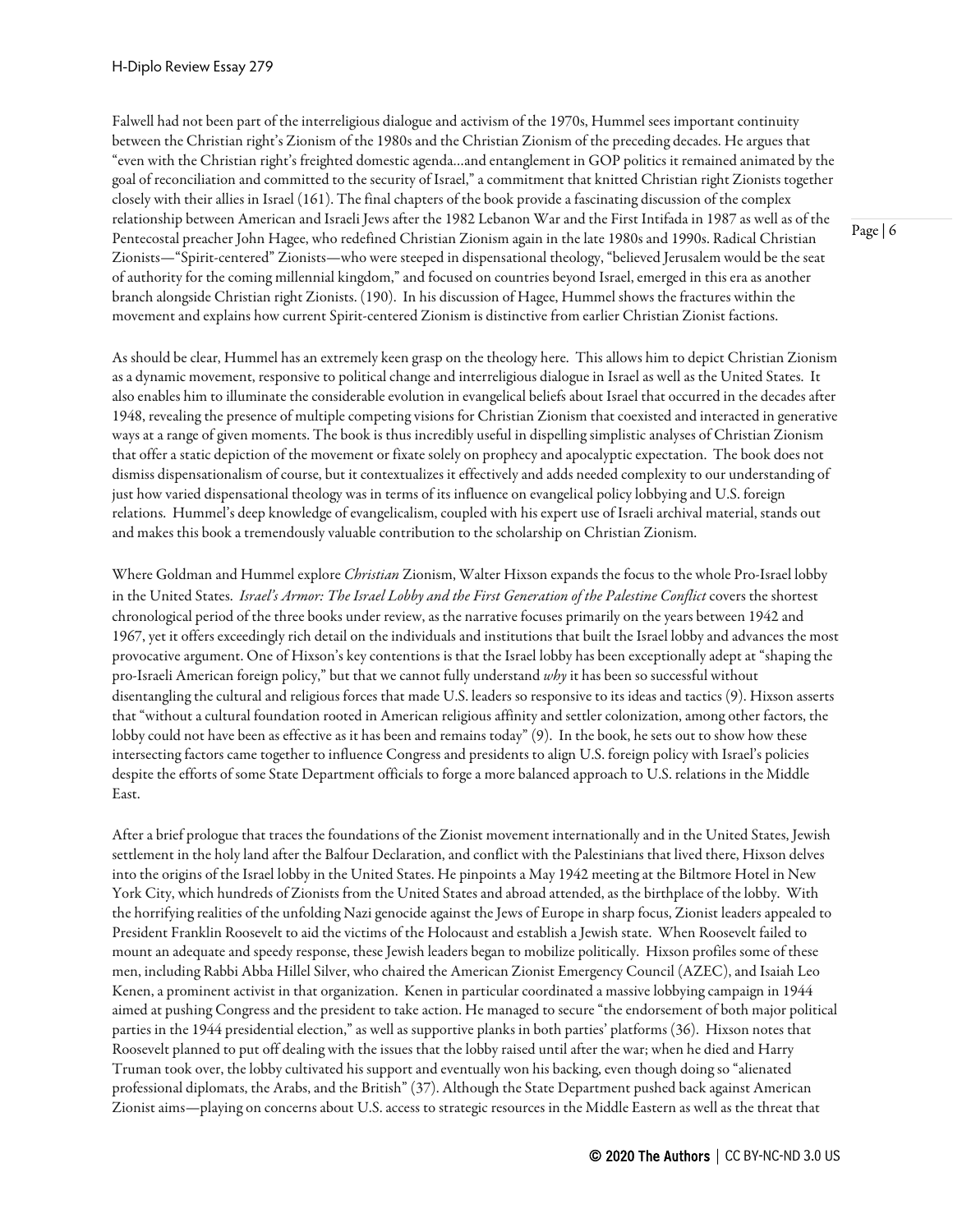Falwell had not been part of the interreligious dialogue and activism of the 1970s, Hummel sees important continuity between the Christian right's Zionism of the 1980s and the Christian Zionism of the preceding decades. He argues that "even with the Christian right's freighted domestic agenda…and entanglement in GOP politics it remained animated by the goal of reconciliation and committed to the security of Israel," a commitment that knitted Christian right Zionists together closely with their allies in Israel (161). The final chapters of the book provide a fascinating discussion of the complex relationship between American and Israeli Jews after the 1982 Lebanon War and the First Intifada in 1987 as well as of the Pentecostal preacher John Hagee, who redefined Christian Zionism again in the late 1980s and 1990s. Radical Christian Zionists—"Spirit-centered" Zionists—who were steeped in dispensational theology, "believed Jerusalem would be the seat of authority for the coming millennial kingdom," and focused on countries beyond Israel, emerged in this era as another branch alongside Christian right Zionists. (190). In his discussion of Hagee, Hummel shows the fractures within the movement and explains how current Spirit-centered Zionism is distinctive from earlier Christian Zionist factions.

As should be clear, Hummel has an extremely keen grasp on the theology here. This allows him to depict Christian Zionism as a dynamic movement, responsive to political change and interreligious dialogue in Israel as well as the United States. It also enables him to illuminate the considerable evolution in evangelical beliefs about Israel that occurred in the decades after 1948, revealing the presence of multiple competing visions for Christian Zionism that coexisted and interacted in generative ways at a range of given moments. The book is thus incredibly useful in dispelling simplistic analyses of Christian Zionism that offer a static depiction of the movement or fixate solely on prophecy and apocalyptic expectation. The book does not dismiss dispensationalism of course, but it contextualizes it effectively and adds needed complexity to our understanding of just how varied dispensational theology was in terms of its influence on evangelical policy lobbying and U.S. foreign relations. Hummel's deep knowledge of evangelicalism, coupled with his expert use of Israeli archival material, stands out and makes this book a tremendously valuable contribution to the scholarship on Christian Zionism.

Where Goldman and Hummel explore *Christian* Zionism, Walter Hixson expands the focus to the whole Pro-Israel lobby in the United States. *Israel's Armor: The Israel Lobby and the First Generation of the Palestine Conflict* covers the shortest chronological period of the three books under review, as the narrative focuses primarily on the years between 1942 and 1967, yet it offers exceedingly rich detail on the individuals and institutions that built the Israel lobby and advances the most provocative argument. One of Hixson's key contentions is that the Israel lobby has been exceptionally adept at "shaping the pro-Israeli American foreign policy," but that we cannot fully understand *why* it has been so successful without disentangling the cultural and religious forces that made U.S. leaders so responsive to its ideas and tactics (9). Hixson asserts that "without a cultural foundation rooted in American religious affinity and settler colonization, among other factors, the lobby could not have been as effective as it has been and remains today" (9). In the book, he sets out to show how these intersecting factors came together to influence Congress and presidents to align U.S. foreign policy with Israel's policies despite the efforts of some State Department officials to forge a more balanced approach to U.S. relations in the Middle East.

After a brief prologue that traces the foundations of the Zionist movement internationally and in the United States, Jewish settlement in the holy land after the Balfour Declaration, and conflict with the Palestinians that lived there, Hixson delves into the origins of the Israel lobby in the United States. He pinpoints a May 1942 meeting at the Biltmore Hotel in New York City, which hundreds of Zionists from the United States and abroad attended, as the birthplace of the lobby. With the horrifying realities of the unfolding Nazi genocide against the Jews of Europe in sharp focus, Zionist leaders appealed to President Franklin Roosevelt to aid the victims of the Holocaust and establish a Jewish state. When Roosevelt failed to mount an adequate and speedy response, these Jewish leaders began to mobilize politically. Hixson profiles some of these men, including Rabbi Abba Hillel Silver, who chaired the American Zionist Emergency Council (AZEC), and Isaiah Leo Kenen, a prominent activist in that organization. Kenen in particular coordinated a massive lobbying campaign in 1944 aimed at pushing Congress and the president to take action. He managed to secure "the endorsement of both major political parties in the 1944 presidential election," as well as supportive planks in both parties' platforms (36). Hixson notes that Roosevelt planned to put off dealing with the issues that the lobby raised until after the war; when he died and Harry Truman took over, the lobby cultivated his support and eventually won his backing, even though doing so "alienated professional diplomats, the Arabs, and the British" (37). Although the State Department pushed back against American Zionist aims—playing on concerns about U.S. access to strategic resources in the Middle Eastern as well as the threat that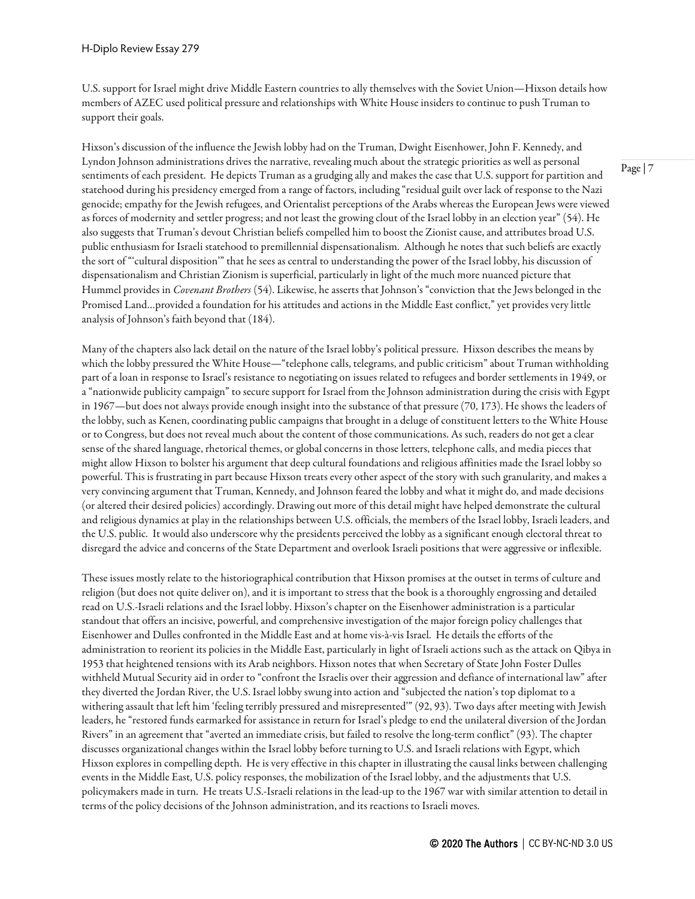U.S. support for Israel might drive Middle Eastern countries to ally themselves with the Soviet Union—Hixson details how members of AZEC used political pressure and relationships with White House insiders to continue to push Truman to support their goals.

Hixson's discussion of the influence the Jewish lobby had on the Truman, Dwight Eisenhower, John F. Kennedy, and Lyndon Johnson administrations drives the narrative, revealing much about the strategic priorities as well as personal sentiments of each president. He depicts Truman as a grudging ally and makes the case that U.S. support for partition and statehood during his presidency emerged from a range of factors, including "residual guilt over lack of response to the Nazi genocide; empathy for the Jewish refugees, and Orientalist perceptions of the Arabs whereas the European Jews were viewed as forces of modernity and settler progress; and not least the growing clout of the Israel lobby in an election year" (54). He also suggests that Truman's devout Christian beliefs compelled him to boost the Zionist cause, and attributes broad U.S. public enthusiasm for Israeli statehood to premillennial dispensationalism. Although he notes that such beliefs are exactly the sort of "'cultural disposition'" that he sees as central to understanding the power of the Israel lobby, his discussion of dispensationalism and Christian Zionism is superficial, particularly in light of the much more nuanced picture that Hummel provides in *Covenant Brothers* (54). Likewise, he asserts that Johnson's "conviction that the Jews belonged in the Promised Land…provided a foundation for his attitudes and actions in the Middle East conflict," yet provides very little analysis of Johnson's faith beyond that (184).

Many of the chapters also lack detail on the nature of the Israel lobby's political pressure. Hixson describes the means by which the lobby pressured the White House—"telephone calls, telegrams, and public criticism" about Truman withholding part of a loan in response to Israel's resistance to negotiating on issues related to refugees and border settlements in 1949, or a "nationwide publicity campaign" to secure support for Israel from the Johnson administration during the crisis with Egypt in 1967—but does not always provide enough insight into the substance of that pressure (70, 173). He shows the leaders of the lobby, such as Kenen, coordinating public campaigns that brought in a deluge of constituent letters to the White House or to Congress, but does not reveal much about the content of those communications. As such, readers do not get a clear sense of the shared language, rhetorical themes, or global concerns in those letters, telephone calls, and media pieces that might allow Hixson to bolster his argument that deep cultural foundations and religious affinities made the Israel lobby so powerful. This is frustrating in part because Hixson treats every other aspect of the story with such granularity, and makes a very convincing argument that Truman, Kennedy, and Johnson feared the lobby and what it might do, and made decisions (or altered their desired policies) accordingly. Drawing out more of this detail might have helped demonstrate the cultural and religious dynamics at play in the relationships between U.S. officials, the members of the Israel lobby, Israeli leaders, and the U.S. public. It would also underscore why the presidents perceived the lobby as a significant enough electoral threat to disregard the advice and concerns of the State Department and overlook Israeli positions that were aggressive or inflexible.

These issues mostly relate to the historiographical contribution that Hixson promises at the outset in terms of culture and religion (but does not quite deliver on), and it is important to stress that the book is a thoroughly engrossing and detailed read on U.S.-Israeli relations and the Israel lobby. Hixson's chapter on the Eisenhower administration is a particular standout that offers an incisive, powerful, and comprehensive investigation of the major foreign policy challenges that Eisenhower and Dulles confronted in the Middle East and at home vis-à-vis Israel. He details the efforts of the administration to reorient its policies in the Middle East, particularly in light of Israeli actions such as the attack on Qibya in 1953 that heightened tensions with its Arab neighbors. Hixson notes that when Secretary of State John Foster Dulles withheld Mutual Security aid in order to "confront the Israelis over their aggression and defiance of international law" after they diverted the Jordan River, the U.S. Israel lobby swung into action and "subjected the nation's top diplomat to a withering assault that left him 'feeling terribly pressured and misrepresented'" (92, 93). Two days after meeting with Jewish leaders, he "restored funds earmarked for assistance in return for Israel's pledge to end the unilateral diversion of the Jordan Rivers" in an agreement that "averted an immediate crisis, but failed to resolve the long-term conflict" (93). The chapter discusses organizational changes within the Israel lobby before turning to U.S. and Israeli relations with Egypt, which Hixson explores in compelling depth. He is very effective in this chapter in illustrating the causal links between challenging events in the Middle East, U.S. policy responses, the mobilization of the Israel lobby, and the adjustments that U.S. policymakers made in turn. He treats U.S.-Israeli relations in the lead-up to the 1967 war with similar attention to detail in terms of the policy decisions of the Johnson administration, and its reactions to Israeli moves.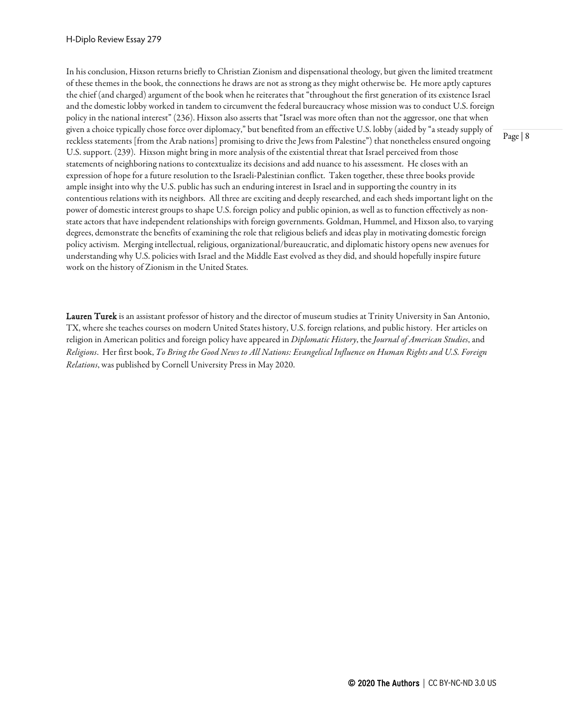In his conclusion, Hixson returns briefly to Christian Zionism and dispensational theology, but given the limited treatment of these themes in the book, the connections he draws are not as strong as they might otherwise be. He more aptly captures the chief (and charged) argument of the book when he reiterates that "throughout the first generation of its existence Israel and the domestic lobby worked in tandem to circumvent the federal bureaucracy whose mission was to conduct U.S. foreign policy in the national interest" (236). Hixson also asserts that "Israel was more often than not the aggressor, one that when given a choice typically chose force over diplomacy," but benefited from an effective U.S. lobby (aided by "a steady supply of reckless statements [from the Arab nations] promising to drive the Jews from Palestine") that nonetheless ensured ongoing U.S. support. (239). Hixson might bring in more analysis of the existential threat that Israel perceived from those statements of neighboring nations to contextualize its decisions and add nuance to his assessment. He closes with an expression of hope for a future resolution to the Israeli-Palestinian conflict. Taken together, these three books provide ample insight into why the U.S. public has such an enduring interest in Israel and in supporting the country in its contentious relations with its neighbors. All three are exciting and deeply researched, and each sheds important light on the power of domestic interest groups to shape U.S. foreign policy and public opinion, as well as to function effectively as non-state actors that have independent relationships with foreign governments. Goldman, Hummel, and Hixson also, to varying degrees, demonstrate the benefits of examining the role that religious beliefs and ideas play in motivating domestic foreign policy activism. Merging intellectual, religious, organizational/bureaucratic, and diplomatic history opens new avenues for understanding why U.S. policies with Israel and the Middle East evolved as they did, and should hopefully inspire future work on the history of Zionism in the United States.

**Lauren Turek** is an assistant professor of history and the director of museum studies at Trinity University in San Antonio, TX, where she teaches courses on modern United States history, U.S. foreign relations, and public history. Her articles on religion in American politics and foreign policy have appeared in *Diplomatic History*, the *Journal of American Studies*, and *Religions*. Her first book, *To Bring the Good News to All Nations: Evangelical Influence on Human Rights and U.S. Foreign Relations*, was published by Cornell University Press in May 2020.